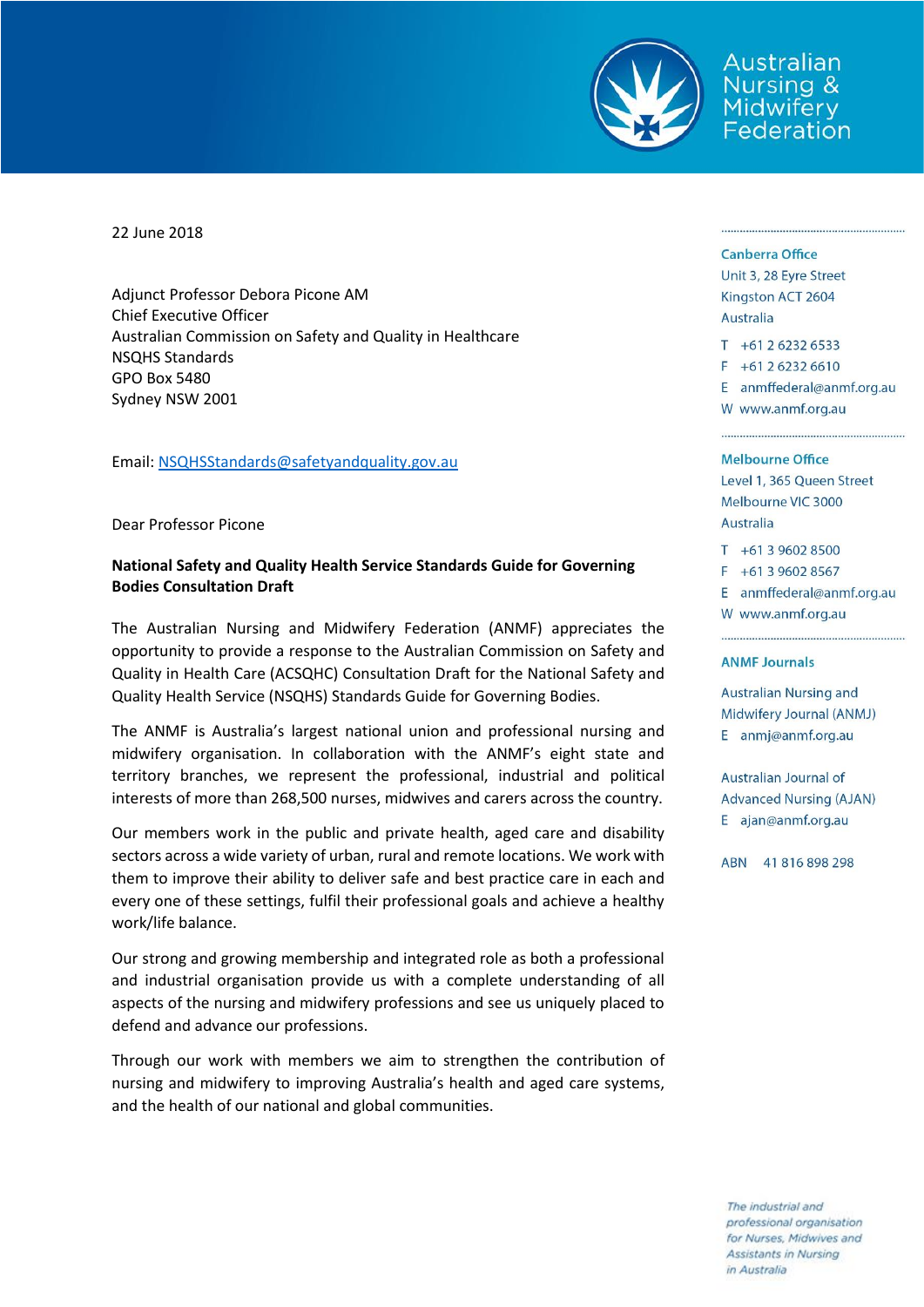Australian Nursing & Midwifery Federation

22 June 2018

Adjunct Professor Debora Picone AM
Chief Executive Officer
Australian Commission on Safety and Quality in Healthcare
NSQHS Standards
GPO Box 5480
Sydney NSW 2001

Email: NSQHSStandards@safetyandquality.gov.au

Dear Professor Picone

**National Safety and Quality Health Service Standards Guide for Governing Bodies Consultation Draft**

The Australian Nursing and Midwifery Federation (ANMF) appreciates the opportunity to provide a response to the Australian Commission on Safety and Quality in Health Care (ACSQHC) Consultation Draft for the National Safety and Quality Health Service (NSQHS) Standards Guide for Governing Bodies.

The ANMF is Australia's largest national union and professional nursing and midwifery organisation. In collaboration with the ANMF's eight state and territory branches, we represent the professional, industrial and political interests of more than 268,500 nurses, midwives and carers across the country.

Our members work in the public and private health, aged care and disability sectors across a wide variety of urban, rural and remote locations. We work with them to improve their ability to deliver safe and best practice care in each and every one of these settings, fulfil their professional goals and achieve a healthy work/life balance.

Our strong and growing membership and integrated role as both a professional and industrial organisation provide us with a complete understanding of all aspects of the nursing and midwifery professions and see us uniquely placed to defend and advance our professions.

Through our work with members we aim to strengthen the contribution of nursing and midwifery to improving Australia's health and aged care systems, and the health of our national and global communities.

**Canberra Office**
Unit 3, 28 Eyre Street
Kingston ACT 2604
Australia

T +61 2 6232 6533
F +61 2 6232 6610
E anmffederal@anmf.org.au
W www.anmf.org.au

**Melbourne Office**
Level 1, 365 Queen Street
Melbourne VIC 3000
Australia

T +61 3 9602 8500
F +61 3 9602 8567
E anmffederal@anmf.org.au
W www.anmf.org.au

**ANMF Journals**

Australian Nursing and Midwifery Journal (ANMJ)
E anmj@anmf.org.au

Australian Journal of Advanced Nursing (AJAN)
E ajan@anmf.org.au

ABN 41 816 898 298

*The industrial and professional organisation for Nurses, Midwives and Assistants in Nursing in Australia*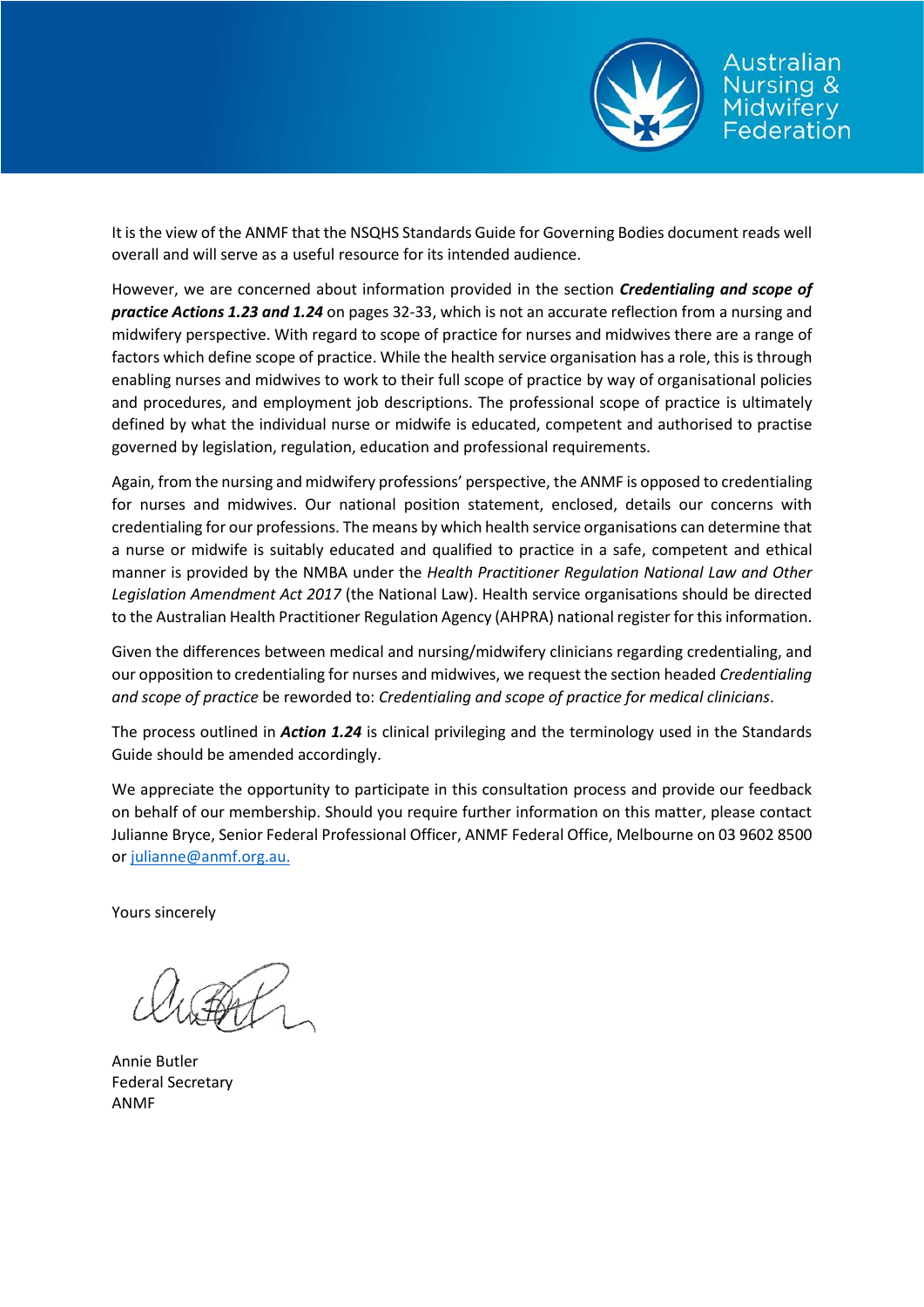It is the view of the ANMF that the NSQHS Standards Guide for Governing Bodies document reads well overall and will serve as a useful resource for its intended audience.

However, we are concerned about information provided in the section ***Credentialing and scope of practice Actions 1.23 and 1.24*** on pages 32-33, which is not an accurate reflection from a nursing and midwifery perspective. With regard to scope of practice for nurses and midwives there are a range of factors which define scope of practice. While the health service organisation has a role, this is through enabling nurses and midwives to work to their full scope of practice by way of organisational policies and procedures, and employment job descriptions. The professional scope of practice is ultimately defined by what the individual nurse or midwife is educated, competent and authorised to practise governed by legislation, regulation, education and professional requirements.

Again, from the nursing and midwifery professions' perspective, the ANMF is opposed to credentialing for nurses and midwives. Our national position statement, enclosed, details our concerns with credentialing for our professions. The means by which health service organisations can determine that a nurse or midwife is suitably educated and qualified to practice in a safe, competent and ethical manner is provided by the NMBA under the *Health Practitioner Regulation National Law and Other Legislation Amendment Act 2017* (the National Law). Health service organisations should be directed to the Australian Health Practitioner Regulation Agency (AHPRA) national register for this information.

Given the differences between medical and nursing/midwifery clinicians regarding credentialing, and our opposition to credentialing for nurses and midwives, we request the section headed *Credentialing and scope of practice* be reworded to: *Credentialing and scope of practice for medical clinicians*.

The process outlined in ***Action 1.24*** is clinical privileging and the terminology used in the Standards Guide should be amended accordingly.

We appreciate the opportunity to participate in this consultation process and provide our feedback on behalf of our membership. Should you require further information on this matter, please contact Julianne Bryce, Senior Federal Professional Officer, ANMF Federal Office, Melbourne on 03 9602 8500 or julianne@anmf.org.au.

Yours sincerely

Annie Butler
Federal Secretary
ANMF